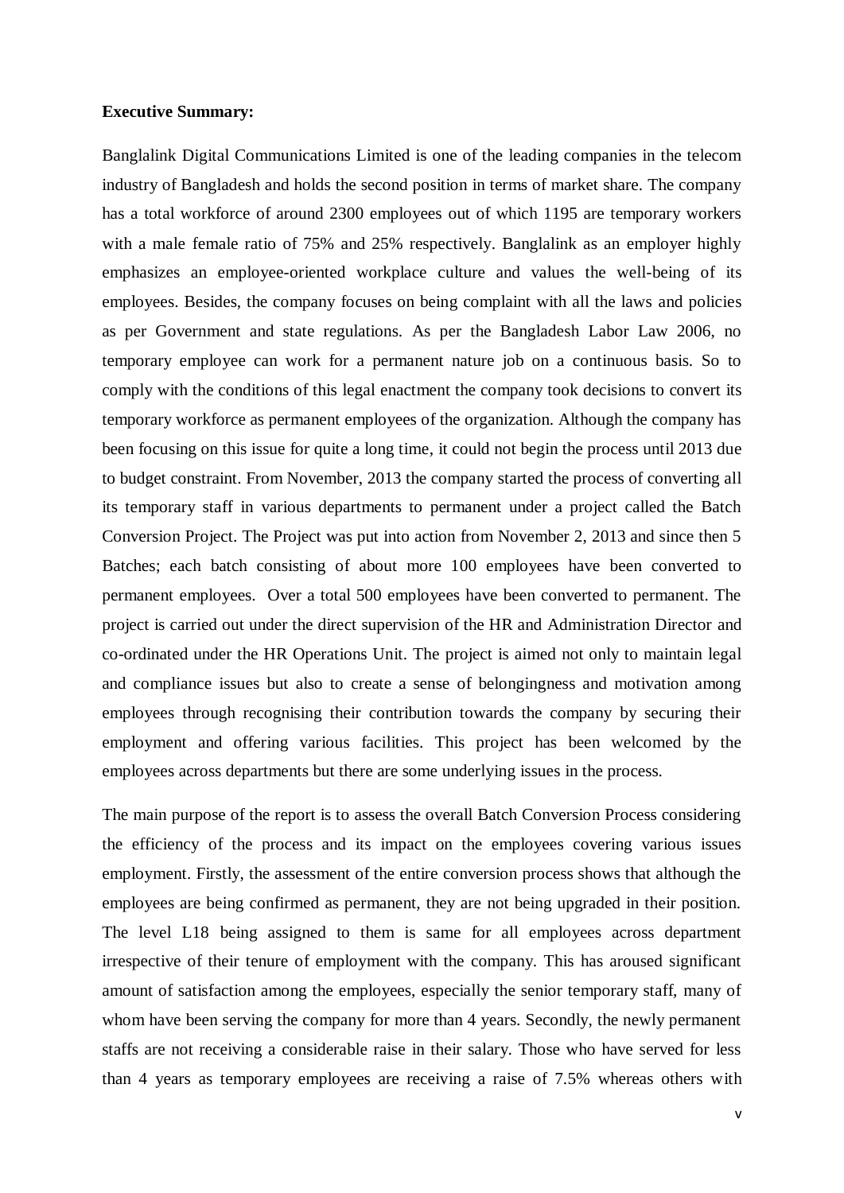**Executive Summary:**

Banglalink Digital Communications Limited is one of the leading companies in the telecom industry of Bangladesh and holds the second position in terms of market share. The company has a total workforce of around 2300 employees out of which 1195 are temporary workers with a male female ratio of 75% and 25% respectively. Banglalink as an employer highly emphasizes an employee-oriented workplace culture and values the well-being of its employees. Besides, the company focuses on being complaint with all the laws and policies as per Government and state regulations. As per the Bangladesh Labor Law 2006, no temporary employee can work for a permanent nature job on a continuous basis. So to comply with the conditions of this legal enactment the company took decisions to convert its temporary workforce as permanent employees of the organization. Although the company has been focusing on this issue for quite a long time, it could not begin the process until 2013 due to budget constraint. From November, 2013 the company started the process of converting all its temporary staff in various departments to permanent under a project called the Batch Conversion Project. The Project was put into action from November 2, 2013 and since then 5 Batches; each batch consisting of about more 100 employees have been converted to permanent employees. Over a total 500 employees have been converted to permanent. The project is carried out under the direct supervision of the HR and Administration Director and co-ordinated under the HR Operations Unit. The project is aimed not only to maintain legal and compliance issues but also to create a sense of belongingness and motivation among employees through recognising their contribution towards the company by securing their employment and offering various facilities. This project has been welcomed by the employees across departments but there are some underlying issues in the process.

The main purpose of the report is to assess the overall Batch Conversion Process considering the efficiency of the process and its impact on the employees covering various issues employment. Firstly, the assessment of the entire conversion process shows that although the employees are being confirmed as permanent, they are not being upgraded in their position. The level L18 being assigned to them is same for all employees across department irrespective of their tenure of employment with the company. This has aroused significant amount of satisfaction among the employees, especially the senior temporary staff, many of whom have been serving the company for more than 4 years. Secondly, the newly permanent staffs are not receiving a considerable raise in their salary. Those who have served for less than 4 years as temporary employees are receiving a raise of 7.5% whereas others with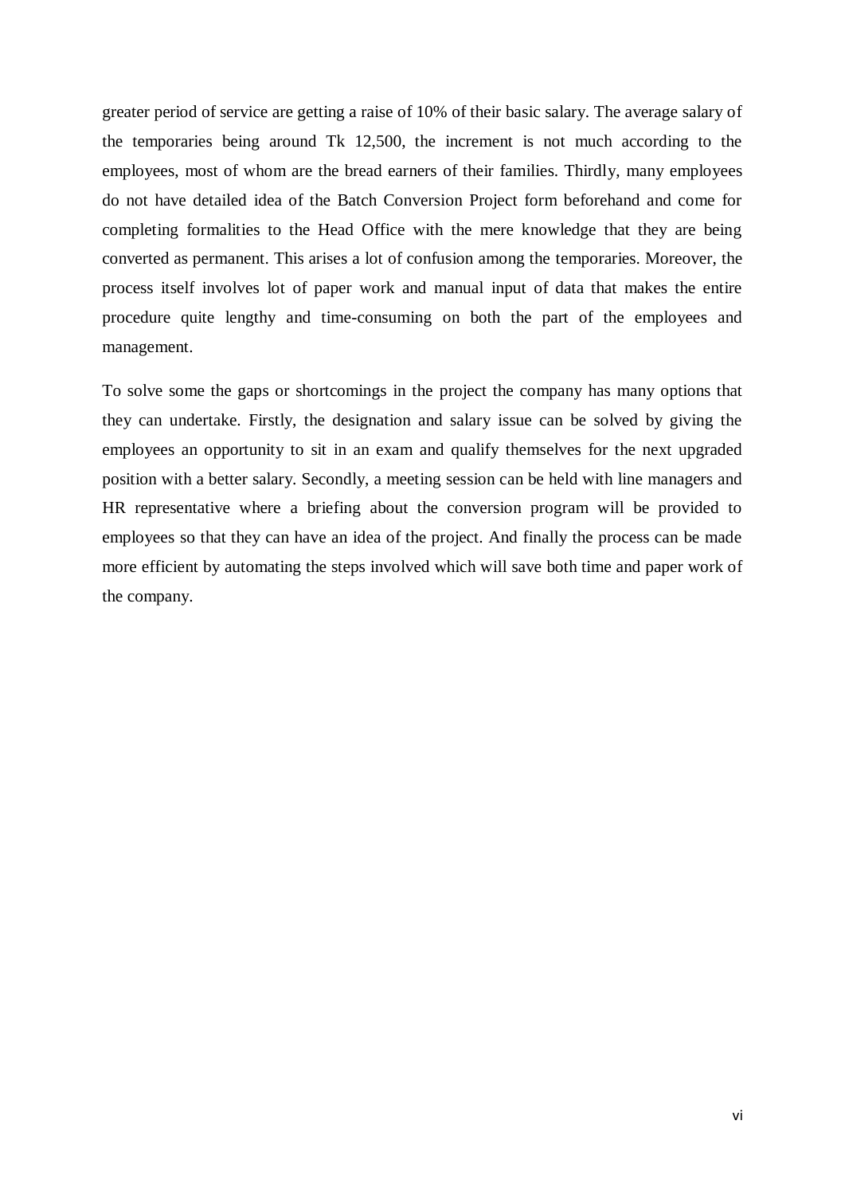greater period of service are getting a raise of 10% of their basic salary. The average salary of the temporaries being around Tk 12,500, the increment is not much according to the employees, most of whom are the bread earners of their families. Thirdly, many employees do not have detailed idea of the Batch Conversion Project form beforehand and come for completing formalities to the Head Office with the mere knowledge that they are being converted as permanent. This arises a lot of confusion among the temporaries. Moreover, the process itself involves lot of paper work and manual input of data that makes the entire procedure quite lengthy and time-consuming on both the part of the employees and management.

To solve some the gaps or shortcomings in the project the company has many options that they can undertake. Firstly, the designation and salary issue can be solved by giving the employees an opportunity to sit in an exam and qualify themselves for the next upgraded position with a better salary. Secondly, a meeting session can be held with line managers and HR representative where a briefing about the conversion program will be provided to employees so that they can have an idea of the project. And finally the process can be made more efficient by automating the steps involved which will save both time and paper work of the company.